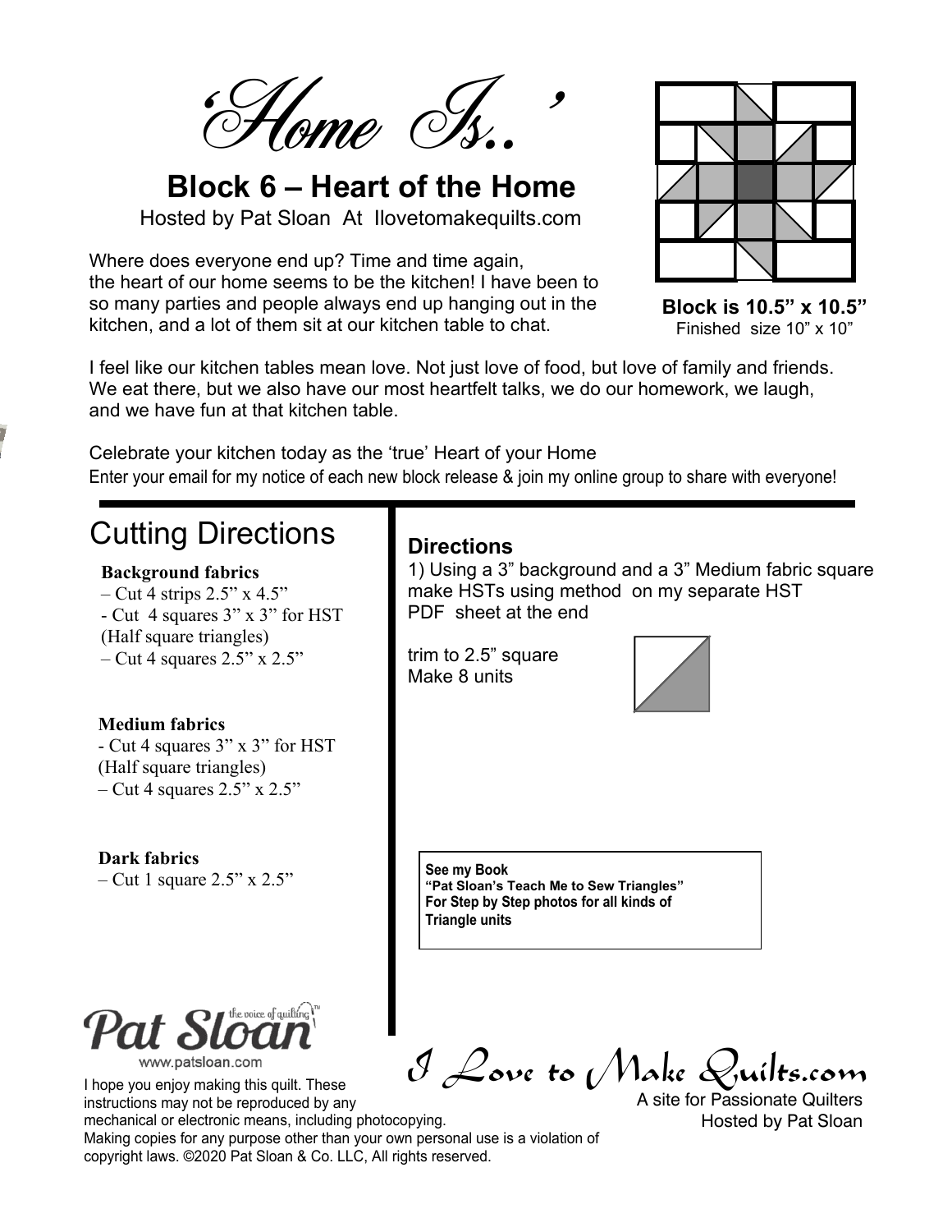# 'Home Is..'

## Block 6 – Heart of the Home

Hosted by Pat Sloan At Ilovetomakequilts.com

Where does everyone end up? Time and time again, the heart of our home seems to be the kitchen! I have been to so many parties and people always end up hanging out in the kitchen, and a lot of them sit at our kitchen table to chat.

**Block is 10.5" x 10.5"**
Finished size 10" x 10"

I feel like our kitchen tables mean love. Not just love of food, but love of family and friends. We eat there, but we also have our most heartfelt talks, we do our homework, we laugh, and we have fun at that kitchen table.

Celebrate your kitchen today as the 'true' Heart of your Home

Enter your email for my notice of each new block release & join my online group to share with everyone!

## Cutting Directions

**Background fabrics**

– Cut 4 strips 2.5" x 4.5"
- Cut 4 squares 3" x 3" for HST (Half square triangles)
– Cut 4 squares 2.5" x 2.5"

**Medium fabrics**

- Cut 4 squares 3" x 3" for HST (Half square triangles)
– Cut 4 squares 2.5" x 2.5"

**Dark fabrics**

– Cut 1 square 2.5" x 2.5"

### Directions

1) Using a 3" background and a 3" Medium fabric square make HSTs using method on my separate HST PDF sheet at the end

trim to 2.5" square
Make 8 units

**See my Book**
**"Pat Sloan's Teach Me to Sew Triangles"**
**For Step by Step photos for all kinds of Triangle units**

Pat Sloan the voice of quilting™
www.patsloan.com

I hope you enjoy making this quilt. These instructions may not be reproduced by any mechanical or electronic means, including photocopying. Making copies for any purpose other than your own personal use is a violation of copyright laws. ©2020 Pat Sloan & Co. LLC, All rights reserved.

I Love to Make Quilts.com
A site for Passionate Quilters
Hosted by Pat Sloan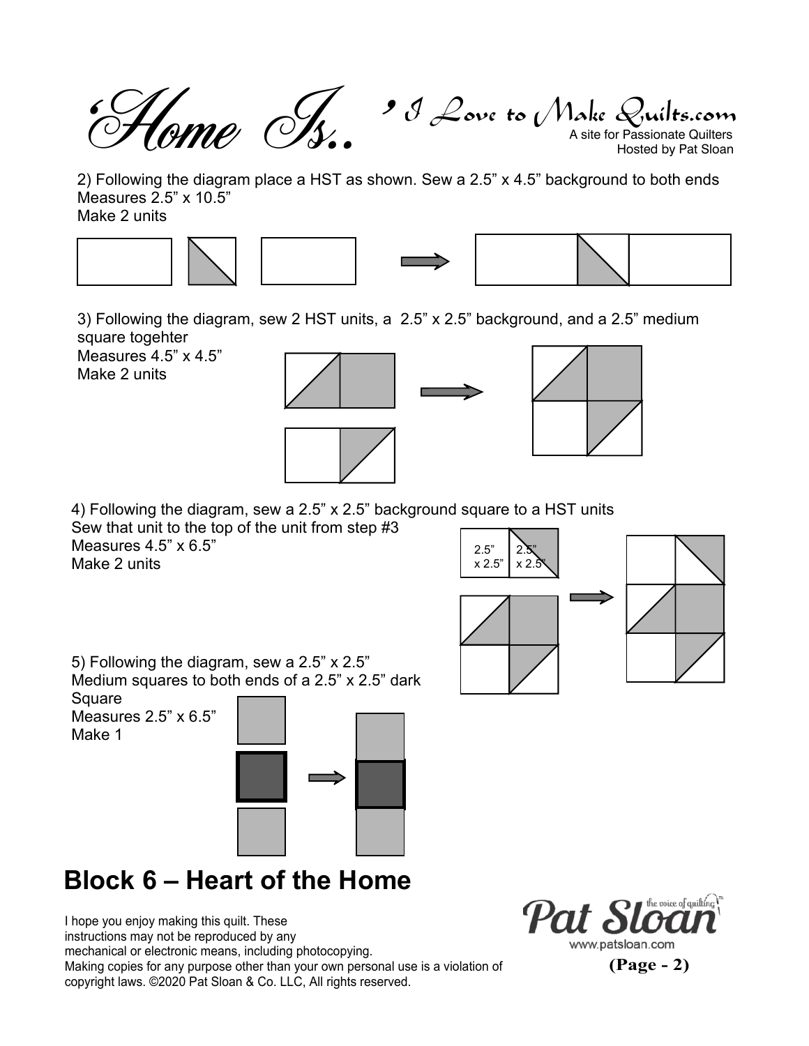2) Following the diagram place a HST as shown. Sew a 2.5” x 4.5” background to both ends
Measures 2.5” x 10.5”
Make 2 units

3) Following the diagram, sew 2 HST units, a 2.5” x 2.5” background, and a 2.5” medium square togehter
Measures 4.5” x 4.5”
Make 2 units

4) Following the diagram, sew a 2.5” x 2.5” background square to a HST units
Sew that unit to the top of the unit from step #3
Measures 4.5” x 6.5”
Make 2 units

2.5” x 2.5”

2.5” x 2.5”

5) Following the diagram, sew a 2.5” x 2.5” Medium squares to both ends of a 2.5” x 2.5” dark Square
Measures 2.5” x 6.5”
Make 1

## Block 6 – Heart of the Home

I hope you enjoy making this quilt. These instructions may not be reproduced by any mechanical or electronic means, including photocopying.
Making copies for any purpose other than your own personal use is a violation of copyright laws. ©2020 Pat Sloan & Co. LLC, All rights reserved.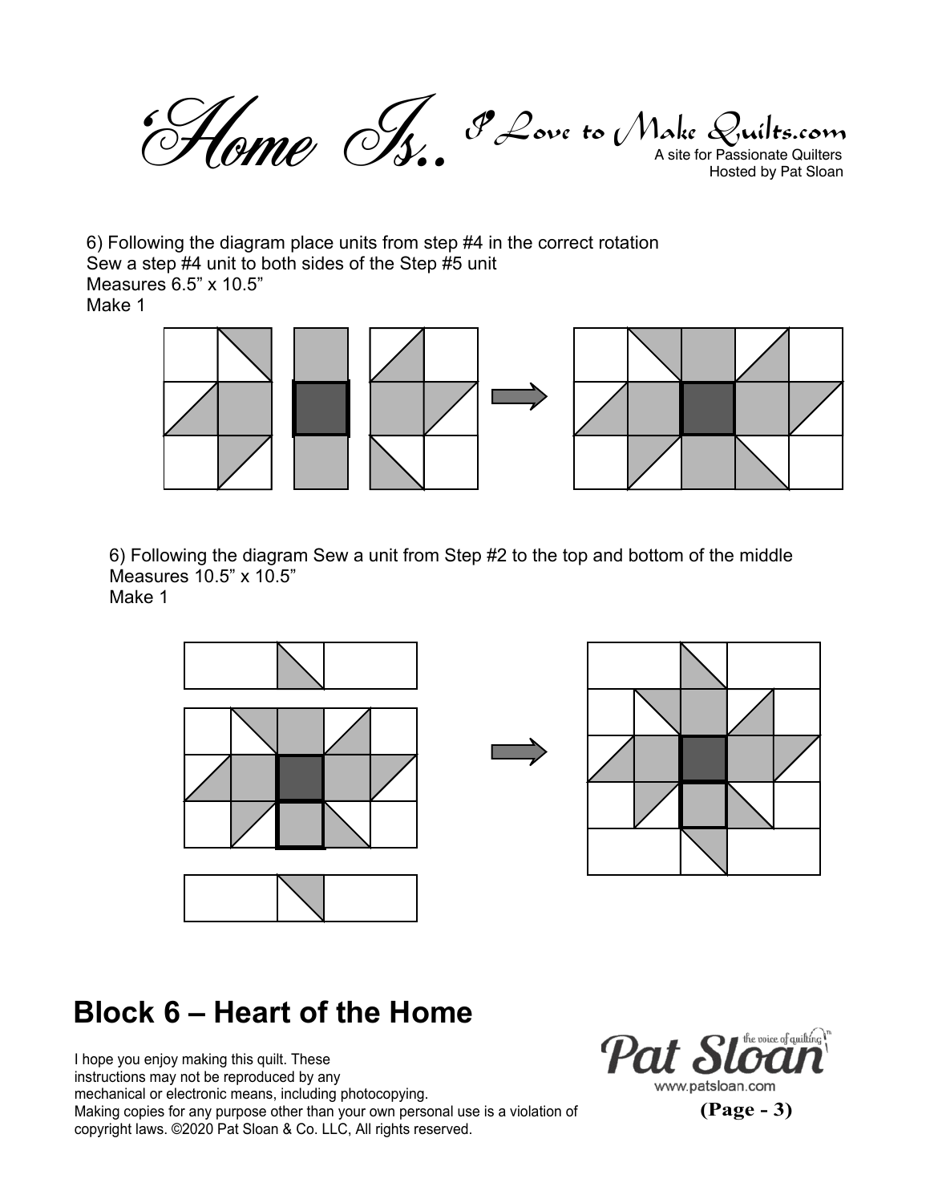6) Following the diagram place units from step #4 in the correct rotation
Sew a step #4 unit to both sides of the Step #5 unit
Measures 6.5” x 10.5”
Make 1

6) Following the diagram Sew a unit from Step #2 to the top and bottom of the middle
Measures 10.5” x 10.5”
Make 1

## Block 6 – Heart of the Home

I hope you enjoy making this quilt. These instructions may not be reproduced by any mechanical or electronic means, including photocopying. Making copies for any purpose other than your own personal use is a violation of copyright laws. ©2020 Pat Sloan & Co. LLC, All rights reserved.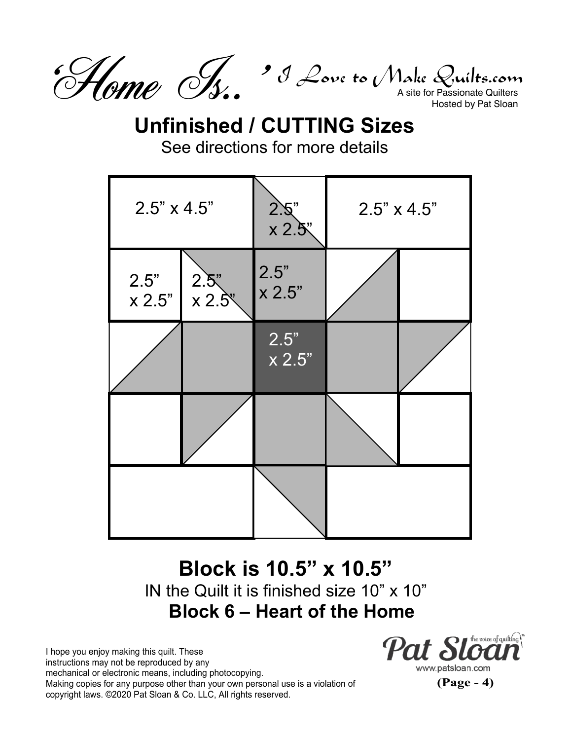## Unfinished / CUTTING Sizes

See directions for more details

2.5" x 4.5"

2.5" x 2.5"

2.5" x 4.5"

2.5" x 2.5"

2.5" x 2.5"

2.5" x 2.5"

2.5" x 2.5"

**Block is 10.5" x 10.5"**

IN the Quilt it is finished size 10" x 10"

**Block 6 – Heart of the Home**

I hope you enjoy making this quilt. These instructions may not be reproduced by any mechanical or electronic means, including photocopying. Making copies for any purpose other than your own personal use is a violation of copyright laws. ©2020 Pat Sloan & Co. LLC, All rights reserved.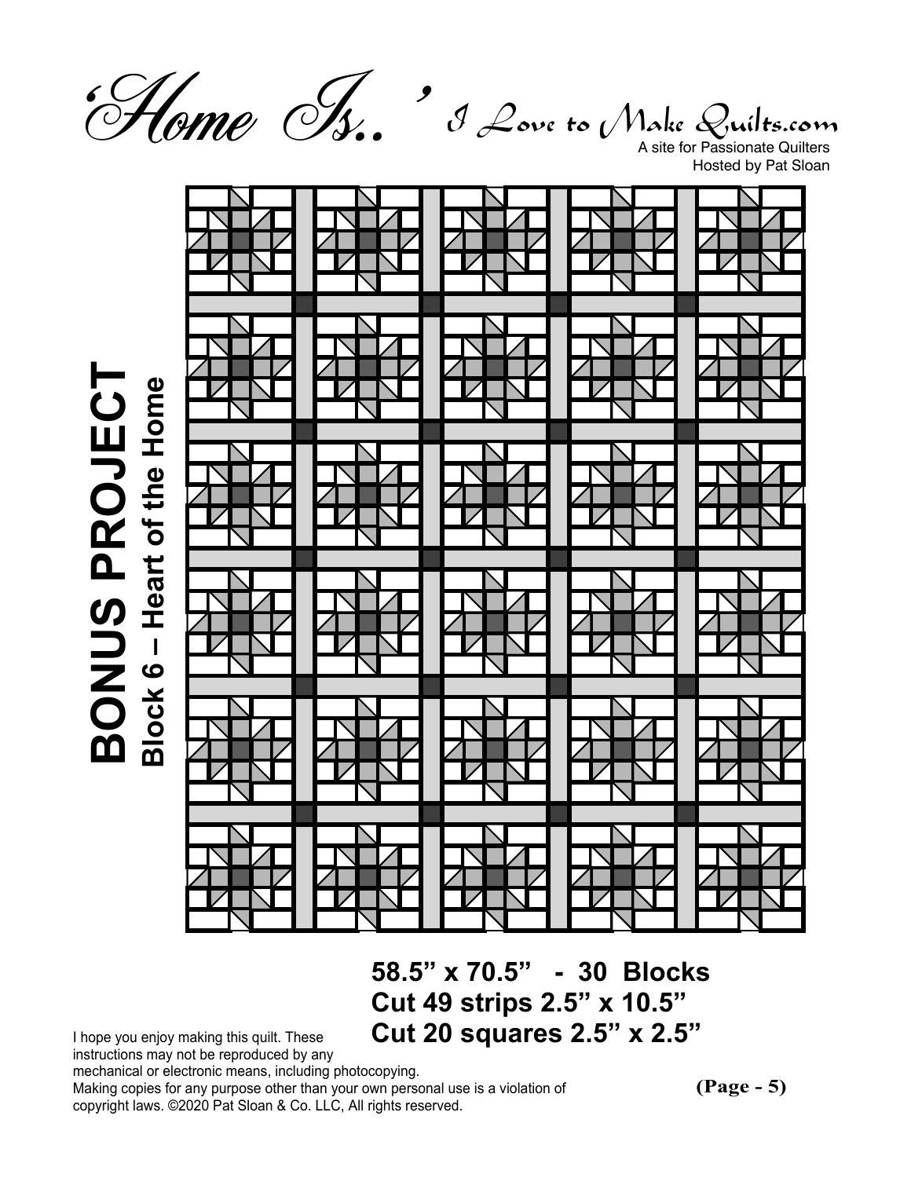# 'Home Is..'

I Love to Make Quilts.com

A site for Passionate Quilters
Hosted by Pat Sloan

## BONUS PROJECT

### Block 6 – Heart of the Home

**58.5" x 70.5" - 30 Blocks**
**Cut 49 strips 2.5" x 10.5"**
**Cut 20 squares 2.5" x 2.5"**

I hope you enjoy making this quilt. These instructions may not be reproduced by any mechanical or electronic means, including photocopying. Making copies for any purpose other than your own personal use is a violation of copyright laws. ©2020 Pat Sloan & Co. LLC, All rights reserved.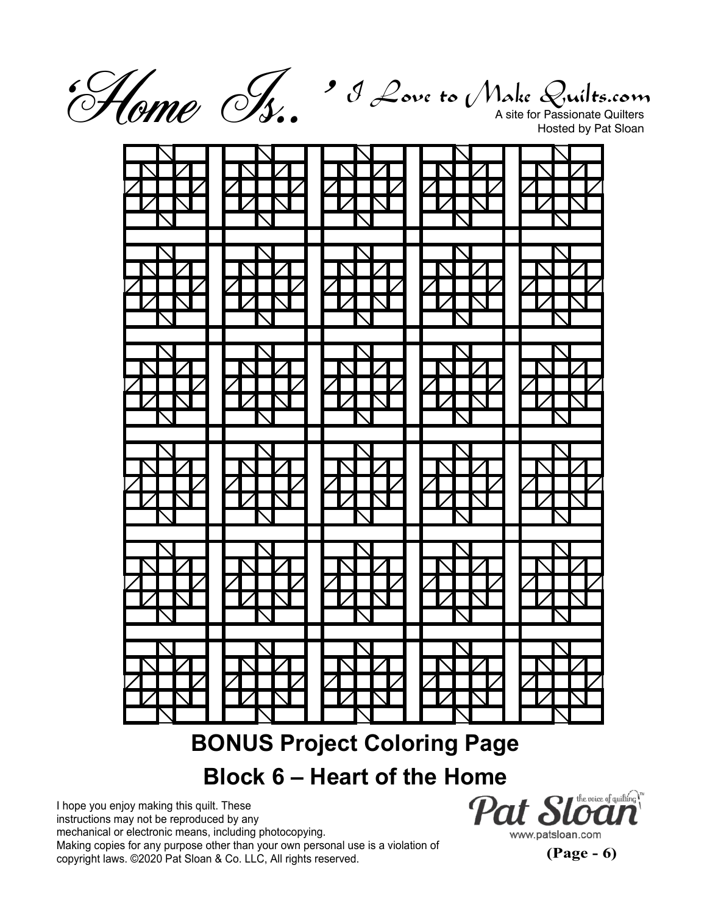# 'Home Is..'

I Love to Make Quilts.com

A site for Passionate Quilters
Hosted by Pat Sloan

## BONUS Project Coloring Page

## Block 6 – Heart of the Home

I hope you enjoy making this quilt. These instructions may not be reproduced by any mechanical or electronic means, including photocopying. Making copies for any purpose other than your own personal use is a violation of copyright laws. ©2020 Pat Sloan & Co. LLC, All rights reserved.

Pat Sloan the voice of quilting™
www.patsloan.com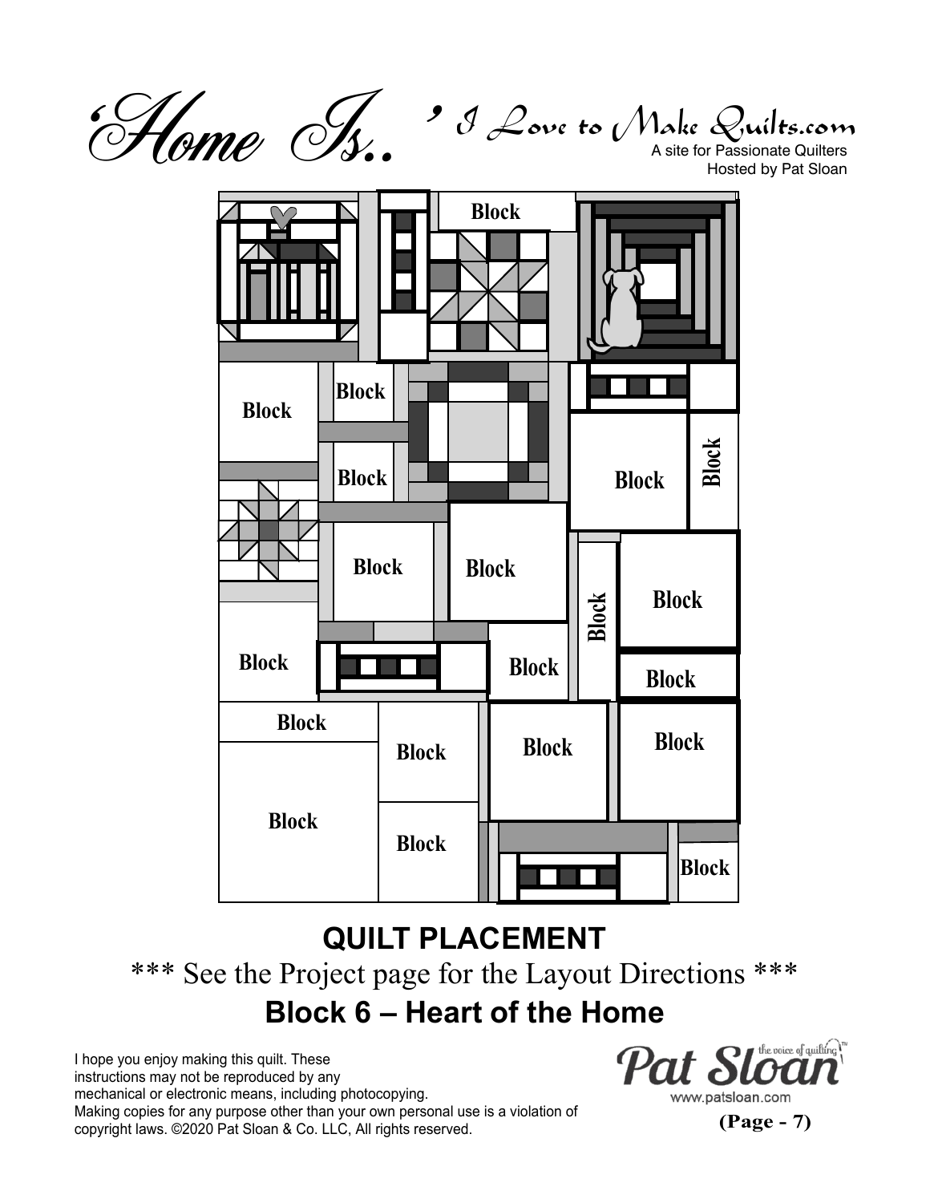'Home Is..' I Love to Make Quilts.com

A site for Passionate Quilters
Hosted by Pat Sloan

Block

Block

Block

Block

Block

Block

Block

Block

Block

Block

Block

Block

Block

Block

Block

Block

Block

Block

Block

Block

Block

Block

## QUILT PLACEMENT

\*\*\* See the Project page for the Layout Directions \*\*\*

## Block 6 – Heart of the Home

I hope you enjoy making this quilt. These instructions may not be reproduced by any mechanical or electronic means, including photocopying. Making copies for any purpose other than your own personal use is a violation of copyright laws. ©2020 Pat Sloan & Co. LLC, All rights reserved.

Pat Sloan the voice of quilting™
www.patsloan.com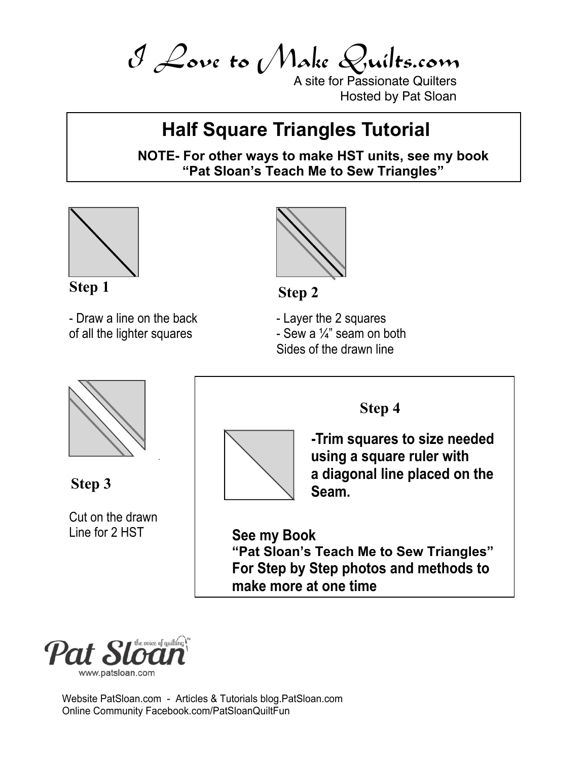# I Love to Make Quilts.com

A site for Passionate Quilters
Hosted by Pat Sloan

## Half Square Triangles Tutorial

**NOTE- For other ways to make HST units, see my book "Pat Sloan's Teach Me to Sew Triangles"**

### Step 1

- Draw a line on the back of all the lighter squares

### Step 2

- Layer the 2 squares
- Sew a ¼" seam on both Sides of the drawn line

### Step 3

Cut on the drawn Line for 2 HST

### Step 4

**-Trim squares to size needed using a square ruler with a diagonal line placed on the Seam.**

**See my Book "Pat Sloan's Teach Me to Sew Triangles" For Step by Step photos and methods to make more at one time**

Pat Sloan the voice of quilting™
www.patsloan.com

Website PatSloan.com - Articles & Tutorials blog.PatSloan.com
Online Community Facebook.com/PatSloanQuiltFun